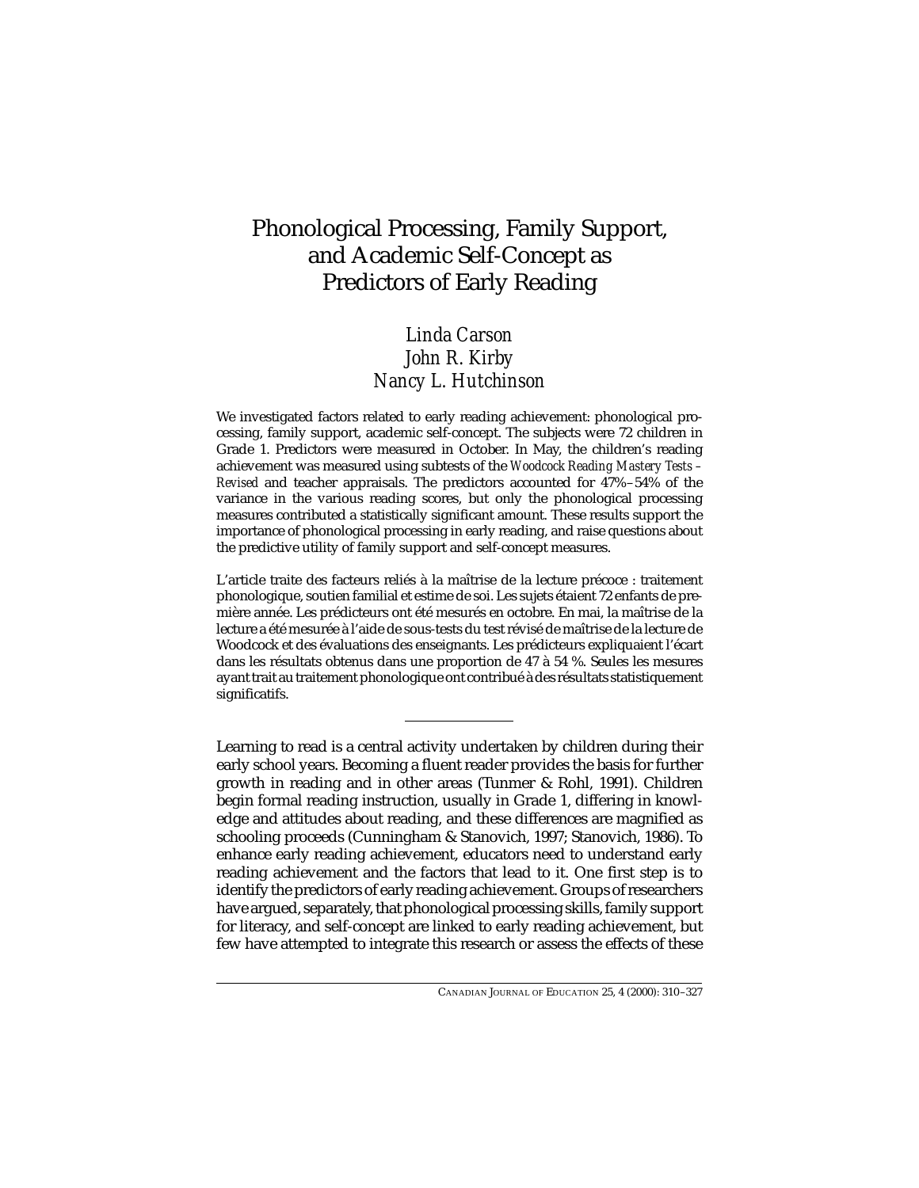# Phonological Processing, Family Support, and Academic Self-Concept as Predictors of Early Reading

*Linda Carson*
*John R. Kirby*
*Nancy L. Hutchinson*

We investigated factors related to early reading achievement: phonological processing, family support, academic self-concept. The subjects were 72 children in Grade 1. Predictors were measured in October. In May, the children's reading achievement was measured using subtests of the *Woodcock Reading Mastery Tests – Revised* and teacher appraisals. The predictors accounted for 47%–54% of the variance in the various reading scores, but only the phonological processing measures contributed a statistically significant amount. These results support the importance of phonological processing in early reading, and raise questions about the predictive utility of family support and self-concept measures.

L'article traite des facteurs reliés à la maîtrise de la lecture précoce : traitement phonologique, soutien familial et estime de soi. Les sujets étaient 72 enfants de première année. Les prédicteurs ont été mesurés en octobre. En mai, la maîtrise de la lecture a été mesurée à l'aide de sous-tests du test révisé de maîtrise de la lecture de Woodcock et des évaluations des enseignants. Les prédicteurs expliquaient l'écart dans les résultats obtenus dans une proportion de 47 à 54 %. Seules les mesures ayant trait au traitement phonologique ont contribué à des résultats statistiquement significatifs.

---

Learning to read is a central activity undertaken by children during their early school years. Becoming a fluent reader provides the basis for further growth in reading and in other areas (Tunmer & Rohl, 1991). Children begin formal reading instruction, usually in Grade 1, differing in knowledge and attitudes about reading, and these differences are magnified as schooling proceeds (Cunningham & Stanovich, 1997; Stanovich, 1986). To enhance early reading achievement, educators need to understand early reading achievement and the factors that lead to it. One first step is to identify the predictors of early reading achievement. Groups of researchers have argued, separately, that phonological processing skills, family support for literacy, and self-concept are linked to early reading achievement, but few have attempted to integrate this research or assess the effects of these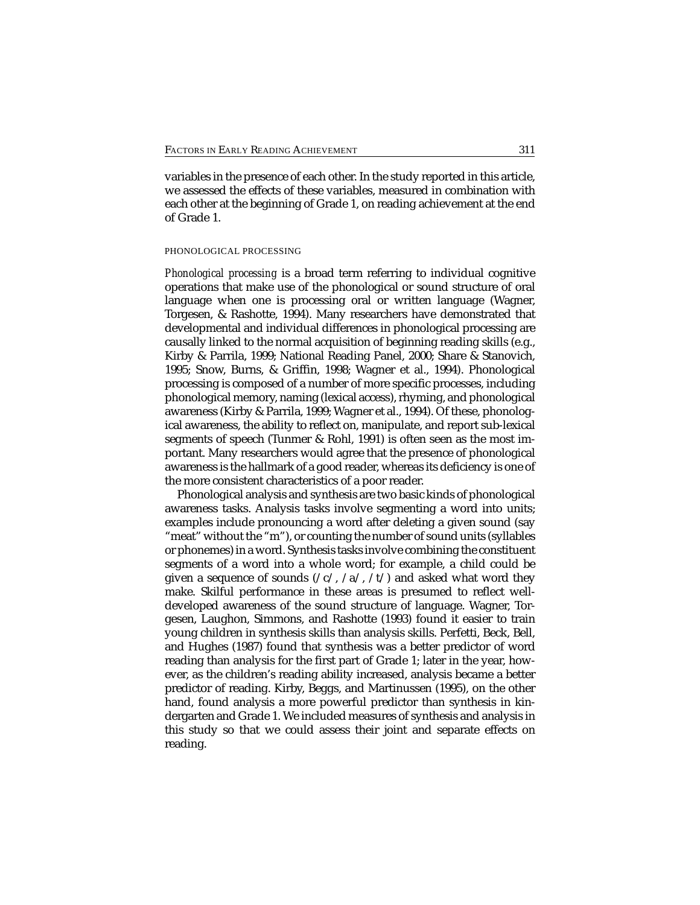variables in the presence of each other. In the study reported in this article, we assessed the effects of these variables, measured in combination with each other at the beginning of Grade 1, on reading achievement at the end of Grade 1.

## PHONOLOGICAL PROCESSING

*Phonological processing* is a broad term referring to individual cognitive operations that make use of the phonological or sound structure of oral language when one is processing oral or written language (Wagner, Torgesen, & Rashotte, 1994). Many researchers have demonstrated that developmental and individual differences in phonological processing are causally linked to the normal acquisition of beginning reading skills (e.g., Kirby & Parrila, 1999; National Reading Panel, 2000; Share & Stanovich, 1995; Snow, Burns, & Griffin, 1998; Wagner et al., 1994). Phonological processing is composed of a number of more specific processes, including phonological memory, naming (lexical access), rhyming, and phonological awareness (Kirby & Parrila, 1999; Wagner et al., 1994). Of these, phonological awareness, the ability to reflect on, manipulate, and report sub-lexical segments of speech (Tunmer & Rohl, 1991) is often seen as the most important. Many researchers would agree that the presence of phonological awareness is the hallmark of a good reader, whereas its deficiency is one of the more consistent characteristics of a poor reader.

Phonological analysis and synthesis are two basic kinds of phonological awareness tasks. Analysis tasks involve segmenting a word into units; examples include pronouncing a word after deleting a given sound (say "meat" without the "m"), or counting the number of sound units (syllables or phonemes) in a word. Synthesis tasks involve combining the constituent segments of a word into a whole word; for example, a child could be given a sequence of sounds (/c/, /a/, /t/) and asked what word they make. Skilful performance in these areas is presumed to reflect well-developed awareness of the sound structure of language. Wagner, Torgesen, Laughon, Simmons, and Rashotte (1993) found it easier to train young children in synthesis skills than analysis skills. Perfetti, Beck, Bell, and Hughes (1987) found that synthesis was a better predictor of word reading than analysis for the first part of Grade 1; later in the year, however, as the children's reading ability increased, analysis became a better predictor of reading. Kirby, Beggs, and Martinussen (1995), on the other hand, found analysis a more powerful predictor than synthesis in kindergarten and Grade 1. We included measures of synthesis and analysis in this study so that we could assess their joint and separate effects on reading.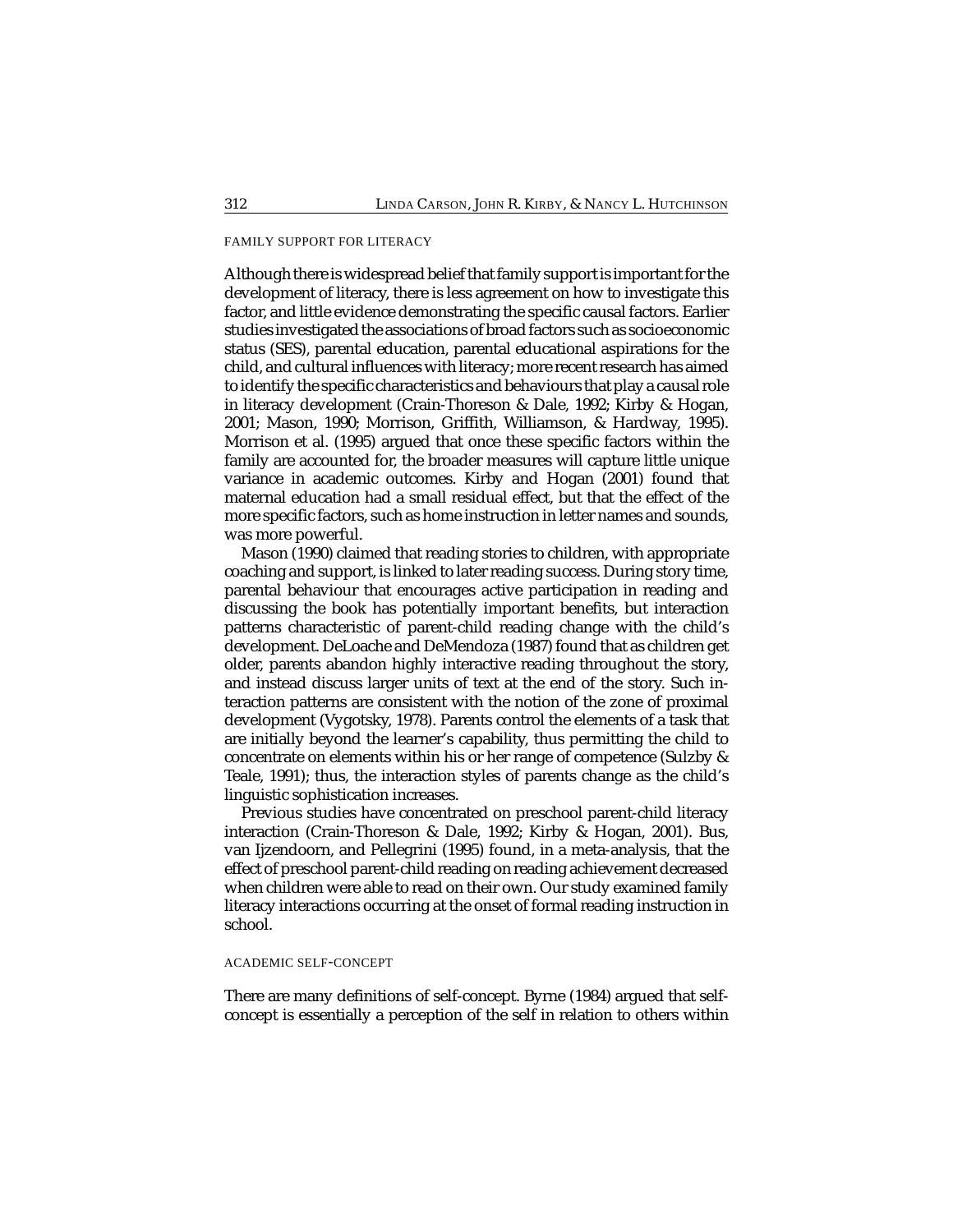## FAMILY SUPPORT FOR LITERACY

Although there is widespread belief that family support is important for the development of literacy, there is less agreement on how to investigate this factor, and little evidence demonstrating the specific causal factors. Earlier studies investigated the associations of broad factors such as socioeconomic status (SES), parental education, parental educational aspirations for the child, and cultural influences with literacy; more recent research has aimed to identify the specific characteristics and behaviours that play a causal role in literacy development (Crain-Thoreson & Dale, 1992; Kirby & Hogan, 2001; Mason, 1990; Morrison, Griffith, Williamson, & Hardway, 1995). Morrison et al. (1995) argued that once these specific factors within the family are accounted for, the broader measures will capture little unique variance in academic outcomes. Kirby and Hogan (2001) found that maternal education had a small residual effect, but that the effect of the more specific factors, such as home instruction in letter names and sounds, was more powerful.

Mason (1990) claimed that reading stories to children, with appropriate coaching and support, is linked to later reading success. During story time, parental behaviour that encourages active participation in reading and discussing the book has potentially important benefits, but interaction patterns characteristic of parent-child reading change with the child's development. DeLoache and DeMendoza (1987) found that as children get older, parents abandon highly interactive reading throughout the story, and instead discuss larger units of text at the end of the story. Such interaction patterns are consistent with the notion of the zone of proximal development (Vygotsky, 1978). Parents control the elements of a task that are initially beyond the learner's capability, thus permitting the child to concentrate on elements within his or her range of competence (Sulzby & Teale, 1991); thus, the interaction styles of parents change as the child's linguistic sophistication increases.

Previous studies have concentrated on preschool parent-child literacy interaction (Crain-Thoreson & Dale, 1992; Kirby & Hogan, 2001). Bus, van Ijzendoorn, and Pellegrini (1995) found, in a meta-analysis, that the effect of preschool parent-child reading on reading achievement decreased when children were able to read on their own. Our study examined family literacy interactions occurring at the onset of formal reading instruction in school.

## ACADEMIC SELF-CONCEPT

There are many definitions of self-concept. Byrne (1984) argued that self-concept is essentially a perception of the self in relation to others within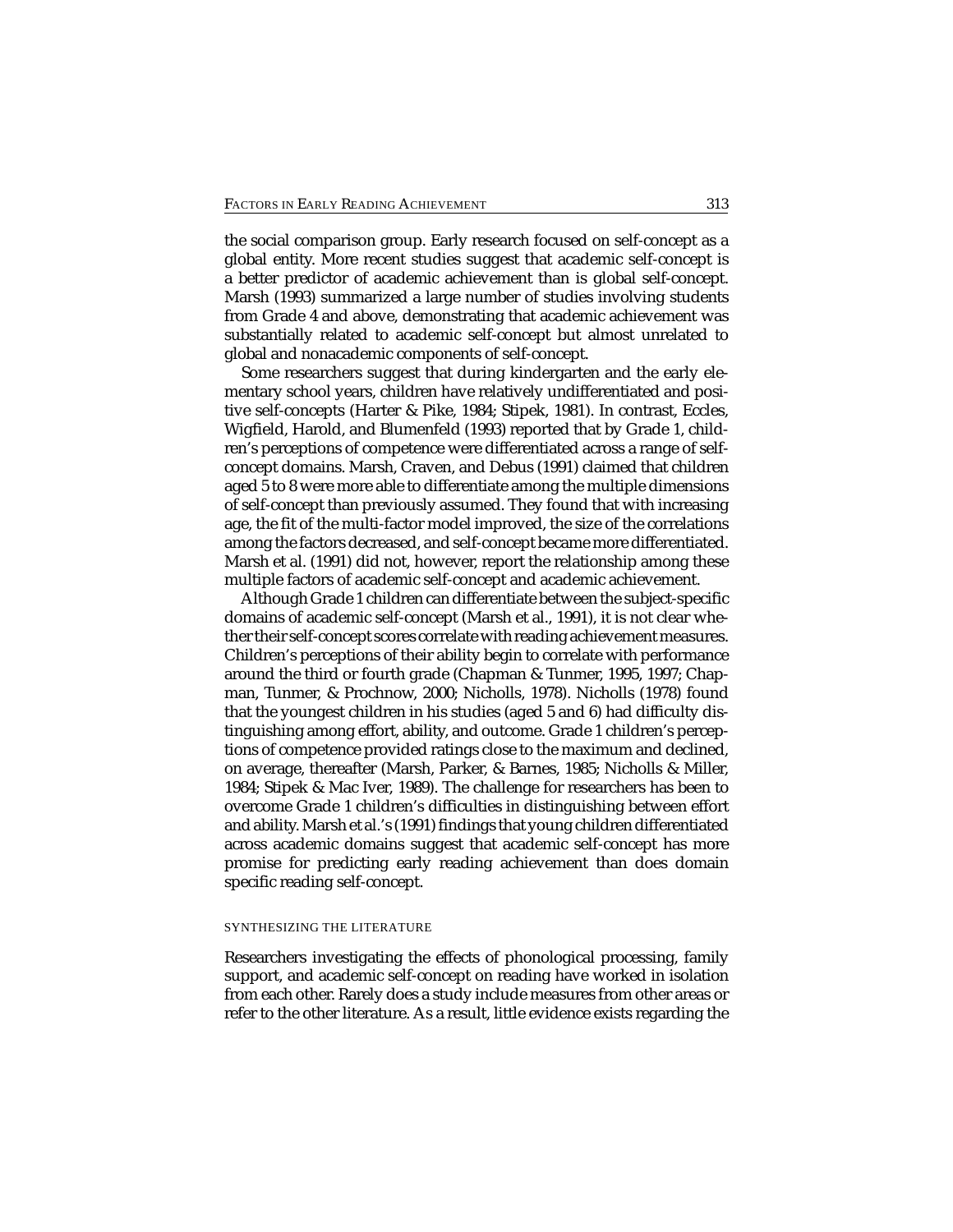the social comparison group. Early research focused on self-concept as a global entity. More recent studies suggest that academic self-concept is a better predictor of academic achievement than is global self-concept. Marsh (1993) summarized a large number of studies involving students from Grade 4 and above, demonstrating that academic achievement was substantially related to academic self-concept but almost unrelated to global and nonacademic components of self-concept.

Some researchers suggest that during kindergarten and the early elementary school years, children have relatively undifferentiated and positive self-concepts (Harter & Pike, 1984; Stipek, 1981). In contrast, Eccles, Wigfield, Harold, and Blumenfeld (1993) reported that by Grade 1, children's perceptions of competence were differentiated across a range of self-concept domains. Marsh, Craven, and Debus (1991) claimed that children aged 5 to 8 were more able to differentiate among the multiple dimensions of self-concept than previously assumed. They found that with increasing age, the fit of the multi-factor model improved, the size of the correlations among the factors decreased, and self-concept became more differentiated. Marsh et al. (1991) did not, however, report the relationship among these multiple factors of academic self-concept and academic achievement.

Although Grade 1 children can differentiate between the subject-specific domains of academic self-concept (Marsh et al., 1991), it is not clear whether their self-concept scores correlate with reading achievement measures. Children's perceptions of their ability begin to correlate with performance around the third or fourth grade (Chapman & Tunmer, 1995, 1997; Chapman, Tunmer, & Prochnow, 2000; Nicholls, 1978). Nicholls (1978) found that the youngest children in his studies (aged 5 and 6) had difficulty distinguishing among effort, ability, and outcome. Grade 1 children's perceptions of competence provided ratings close to the maximum and declined, on average, thereafter (Marsh, Parker, & Barnes, 1985; Nicholls & Miller, 1984; Stipek & Mac Iver, 1989). The challenge for researchers has been to overcome Grade 1 children's difficulties in distinguishing between effort and ability. Marsh et al.'s (1991) findings that young children differentiated across academic domains suggest that academic self-concept has more promise for predicting early reading achievement than does domain specific reading self-concept.

## SYNTHESIZING THE LITERATURE

Researchers investigating the effects of phonological processing, family support, and academic self-concept on reading have worked in isolation from each other. Rarely does a study include measures from other areas or refer to the other literature. As a result, little evidence exists regarding the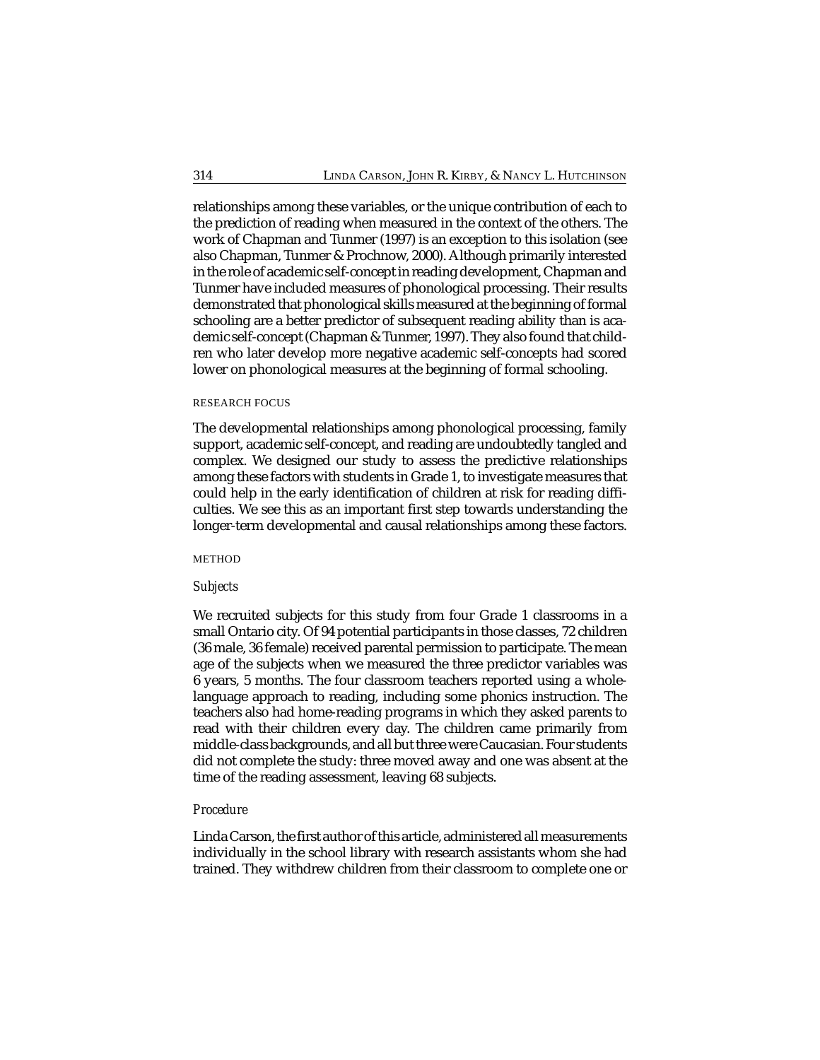relationships among these variables, or the unique contribution of each to the prediction of reading when measured in the context of the others. The work of Chapman and Tunmer (1997) is an exception to this isolation (see also Chapman, Tunmer & Prochnow, 2000). Although primarily interested in the role of academic self-concept in reading development, Chapman and Tunmer have included measures of phonological processing. Their results demonstrated that phonological skills measured at the beginning of formal schooling are a better predictor of subsequent reading ability than is academic self-concept (Chapman & Tunmer, 1997). They also found that children who later develop more negative academic self-concepts had scored lower on phonological measures at the beginning of formal schooling.

## RESEARCH FOCUS

The developmental relationships among phonological processing, family support, academic self-concept, and reading are undoubtedly tangled and complex. We designed our study to assess the predictive relationships among these factors with students in Grade 1, to investigate measures that could help in the early identification of children at risk for reading difficulties. We see this as an important first step towards understanding the longer-term developmental and causal relationships among these factors.

## METHOD

### *Subjects*

We recruited subjects for this study from four Grade 1 classrooms in a small Ontario city. Of 94 potential participants in those classes, 72 children (36 male, 36 female) received parental permission to participate. The mean age of the subjects when we measured the three predictor variables was 6 years, 5 months. The four classroom teachers reported using a whole-language approach to reading, including some phonics instruction. The teachers also had home-reading programs in which they asked parents to read with their children every day. The children came primarily from middle-class backgrounds, and all but three were Caucasian. Four students did not complete the study: three moved away and one was absent at the time of the reading assessment, leaving 68 subjects.

### *Procedure*

Linda Carson, the first author of this article, administered all measurements individually in the school library with research assistants whom she had trained. They withdrew children from their classroom to complete one or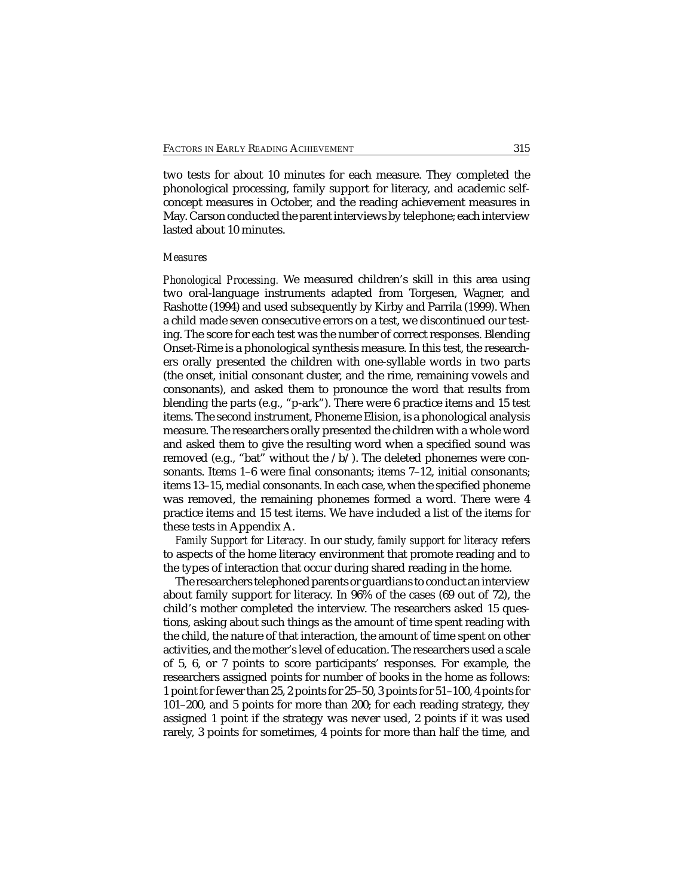two tests for about 10 minutes for each measure. They completed the phonological processing, family support for literacy, and academic self-concept measures in October, and the reading achievement measures in May. Carson conducted the parent interviews by telephone; each interview lasted about 10 minutes.

### *Measures*

*Phonological Processing.* We measured children's skill in this area using two oral-language instruments adapted from Torgesen, Wagner, and Rashotte (1994) and used subsequently by Kirby and Parrila (1999). When a child made seven consecutive errors on a test, we discontinued our testing. The score for each test was the number of correct responses. Blending Onset-Rime is a phonological synthesis measure. In this test, the researchers orally presented the children with one-syllable words in two parts (the onset, initial consonant cluster, and the rime, remaining vowels and consonants), and asked them to pronounce the word that results from blending the parts (e.g., "p-ark"). There were 6 practice items and 15 test items. The second instrument, Phoneme Elision, is a phonological analysis measure. The researchers orally presented the children with a whole word and asked them to give the resulting word when a specified sound was removed (e.g., "bat" without the /b/). The deleted phonemes were consonants. Items 1–6 were final consonants; items 7–12, initial consonants; items 13–15, medial consonants. In each case, when the specified phoneme was removed, the remaining phonemes formed a word. There were 4 practice items and 15 test items. We have included a list of the items for these tests in Appendix A.

*Family Support for Literacy.* In our study, *family support for literacy* refers to aspects of the home literacy environment that promote reading and to the types of interaction that occur during shared reading in the home.

The researchers telephoned parents or guardians to conduct an interview about family support for literacy. In 96% of the cases (69 out of 72), the child's mother completed the interview. The researchers asked 15 questions, asking about such things as the amount of time spent reading with the child, the nature of that interaction, the amount of time spent on other activities, and the mother's level of education. The researchers used a scale of 5, 6, or 7 points to score participants' responses. For example, the researchers assigned points for number of books in the home as follows: 1 point for fewer than 25, 2 points for 25–50, 3 points for 51–100, 4 points for 101–200, and 5 points for more than 200; for each reading strategy, they assigned 1 point if the strategy was never used, 2 points if it was used rarely, 3 points for sometimes, 4 points for more than half the time, and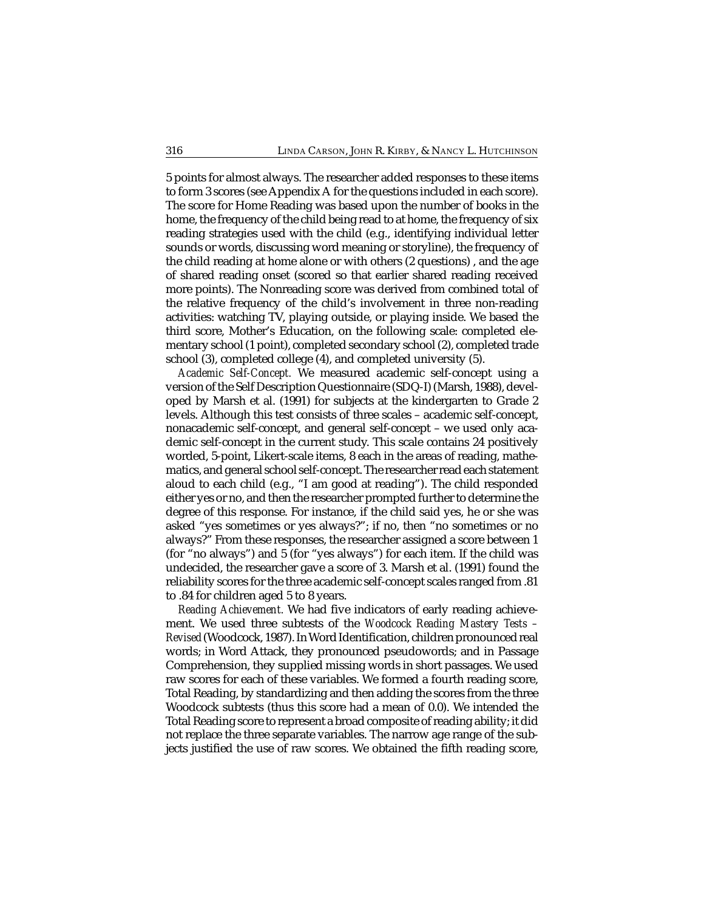5 points for almost always. The researcher added responses to these items to form 3 scores (see Appendix A for the questions included in each score). The score for Home Reading was based upon the number of books in the home, the frequency of the child being read to at home, the frequency of six reading strategies used with the child (e.g., identifying individual letter sounds or words, discussing word meaning or storyline), the frequency of the child reading at home alone or with others (2 questions) , and the age of shared reading onset (scored so that earlier shared reading received more points). The Nonreading score was derived from combined total of the relative frequency of the child's involvement in three non-reading activities: watching TV, playing outside, or playing inside. We based the third score, Mother's Education, on the following scale: completed elementary school (1 point), completed secondary school (2), completed trade school (3), completed college (4), and completed university (5).

*Academic Self-Concept.* We measured academic self-concept using a version of the Self Description Questionnaire (SDQ-I) (Marsh, 1988), developed by Marsh et al. (1991) for subjects at the kindergarten to Grade 2 levels. Although this test consists of three scales – academic self-concept, nonacademic self-concept, and general self-concept – we used only academic self-concept in the current study. This scale contains 24 positively worded, 5-point, Likert-scale items, 8 each in the areas of reading, mathematics, and general school self-concept. The researcher read each statement aloud to each child (e.g., "I am good at reading"). The child responded either yes or no, and then the researcher prompted further to determine the degree of this response. For instance, if the child said yes, he or she was asked "yes sometimes or yes always?"; if no, then "no sometimes or no always?" From these responses, the researcher assigned a score between 1 (for "no always") and 5 (for "yes always") for each item. If the child was undecided, the researcher gave a score of 3. Marsh et al. (1991) found the reliability scores for the three academic self-concept scales ranged from .81 to .84 for children aged 5 to 8 years.

*Reading Achievement.* We had five indicators of early reading achievement. We used three subtests of the *Woodcock Reading Mastery Tests – Revised* (Woodcock, 1987). In Word Identification, children pronounced real words; in Word Attack, they pronounced pseudowords; and in Passage Comprehension, they supplied missing words in short passages. We used raw scores for each of these variables. We formed a fourth reading score, Total Reading, by standardizing and then adding the scores from the three Woodcock subtests (thus this score had a mean of 0.0). We intended the Total Reading score to represent a broad composite of reading ability; it did not replace the three separate variables. The narrow age range of the subjects justified the use of raw scores. We obtained the fifth reading score,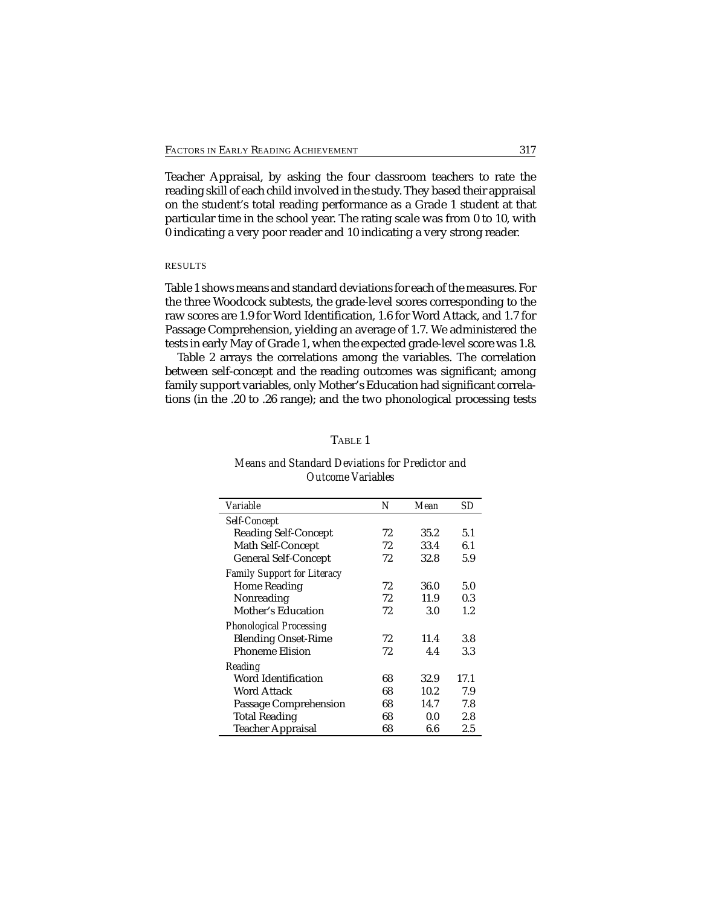Teacher Appraisal, by asking the four classroom teachers to rate the reading skill of each child involved in the study. They based their appraisal on the student's total reading performance as a Grade 1 student at that particular time in the school year. The rating scale was from 0 to 10, with 0 indicating a very poor reader and 10 indicating a very strong reader.

## RESULTS

Table 1 shows means and standard deviations for each of the measures. For the three Woodcock subtests, the grade-level scores corresponding to the raw scores are 1.9 for Word Identification, 1.6 for Word Attack, and 1.7 for Passage Comprehension, yielding an average of 1.7. We administered the tests in early May of Grade 1, when the expected grade-level score was 1.8.

Table 2 arrays the correlations among the variables. The correlation between self-concept and the reading outcomes was significant; among family support variables, only Mother's Education had significant correlations (in the .20 to .26 range); and the two phonological processing tests

TABLE 1

*Means and Standard Deviations for Predictor and Outcome Variables*

| *Variable* | *N* | *Mean* | *SD* |
|---|---|---|---|
| *Self-Concept* | | | |
| Reading Self-Concept | 72 | 35.2 | 5.1 |
| Math Self-Concept | 72 | 33.4 | 6.1 |
| General Self-Concept | 72 | 32.8 | 5.9 |
| *Family Support for Literacy* | | | |
| Home Reading | 72 | 36.0 | 5.0 |
| Nonreading | 72 | 11.9 | 0.3 |
| Mother's Education | 72 | 3.0 | 1.2 |
| *Phonological Processing* | | | |
| Blending Onset-Rime | 72 | 11.4 | 3.8 |
| Phoneme Elision | 72 | 4.4 | 3.3 |
| *Reading* | | | |
| Word Identification | 68 | 32.9 | 17.1 |
| Word Attack | 68 | 10.2 | 7.9 |
| Passage Comprehension | 68 | 14.7 | 7.8 |
| Total Reading | 68 | 0.0 | 2.8 |
| Teacher Appraisal | 68 | 6.6 | 2.5 |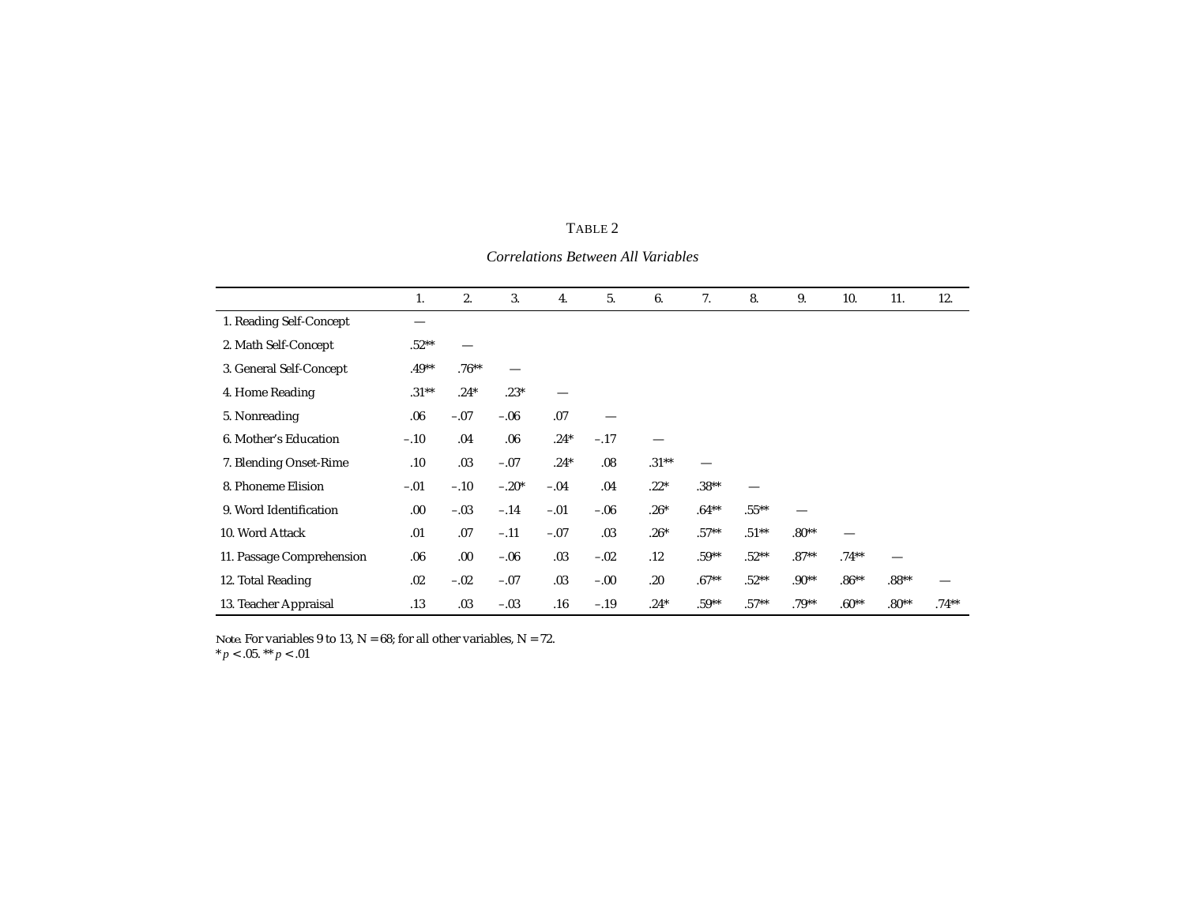TABLE 2

*Correlations Between All Variables*

| | 1. | 2. | 3. | 4. | 5. | 6. | 7. | 8. | 9. | 10. | 11. | 12. |
|---|---|---|---|---|---|---|---|---|---|---|---|---|
| 1. Reading Self-Concept | — | | | | | | | | | | | |
| 2. Math Self-Concept | .52** | — | | | | | | | | | | |
| 3. General Self-Concept | .49** | .76** | — | | | | | | | | | |
| 4. Home Reading | .31** | .24* | .23* | — | | | | | | | | |
| 5. Nonreading | .06 | –.07 | –.06 | .07 | — | | | | | | | |
| 6. Mother's Education | –.10 | .04 | .06 | .24* | –.17 | — | | | | | | |
| 7. Blending Onset-Rime | .10 | .03 | –.07 | .24* | .08 | .31** | — | | | | | |
| 8. Phoneme Elision | –.01 | –.10 | –.20* | –.04 | .04 | .22* | .38** | — | | | | |
| 9. Word Identification | .00 | –.03 | –.14 | –.01 | –.06 | .26* | .64** | .55** | — | | | |
| 10. Word Attack | .01 | .07 | –.11 | –.07 | .03 | .26* | .57** | .51** | .80** | — | | |
| 11. Passage Comprehension | .06 | .00 | –.06 | .03 | –.02 | .12 | .59** | .52** | .87** | .74** | — | |
| 12. Total Reading | .02 | –.02 | –.07 | .03 | –.00 | .20 | .67** | .52** | .90** | .86** | .88** | — |
| 13. Teacher Appraisal | .13 | .03 | –.03 | .16 | –.19 | .24* | .59** | .57** | .79** | .60** | .80** | .74** |

*Note.* For variables 9 to 13, N = 68; for all other variables, N = 72.
* $p < .05$. ** $p < .01$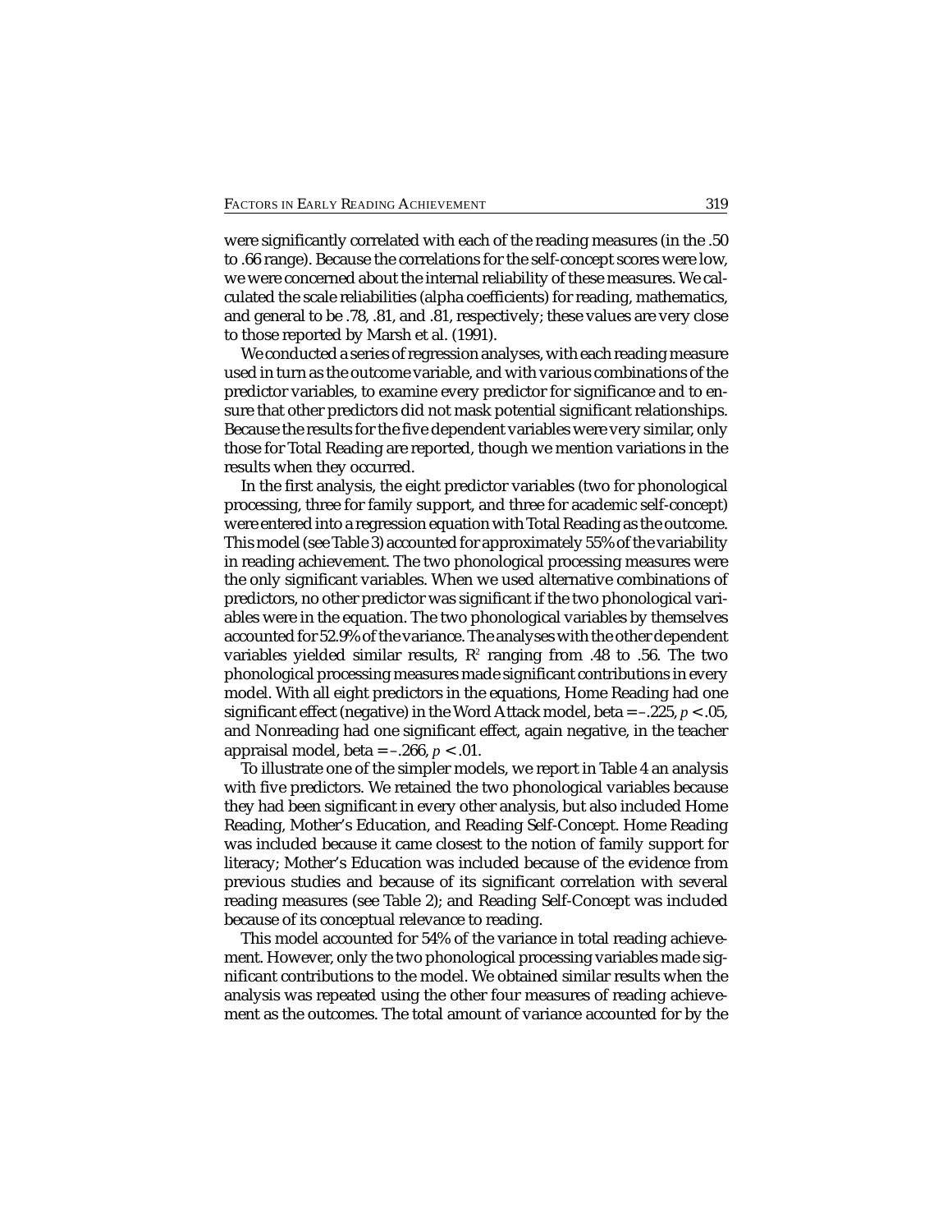were significantly correlated with each of the reading measures (in the .50 to .66 range). Because the correlations for the self-concept scores were low, we were concerned about the internal reliability of these measures. We calculated the scale reliabilities (alpha coefficients) for reading, mathematics, and general to be .78, .81, and .81, respectively; these values are very close to those reported by Marsh et al. (1991).

We conducted a series of regression analyses, with each reading measure used in turn as the outcome variable, and with various combinations of the predictor variables, to examine every predictor for significance and to ensure that other predictors did not mask potential significant relationships. Because the results for the five dependent variables were very similar, only those for Total Reading are reported, though we mention variations in the results when they occurred.

In the first analysis, the eight predictor variables (two for phonological processing, three for family support, and three for academic self-concept) were entered into a regression equation with Total Reading as the outcome. This model (see Table 3) accounted for approximately 55% of the variability in reading achievement. The two phonological processing measures were the only significant variables. When we used alternative combinations of predictors, no other predictor was significant if the two phonological variables were in the equation. The two phonological variables by themselves accounted for 52.9% of the variance. The analyses with the other dependent variables yielded similar results, $R^2$ ranging from .48 to .56. The two phonological processing measures made significant contributions in every model. With all eight predictors in the equations, Home Reading had one significant effect (negative) in the Word Attack model, beta = –.225, $p < .05$, and Nonreading had one significant effect, again negative, in the teacher appraisal model, beta = –.266, $p < .01$.

To illustrate one of the simpler models, we report in Table 4 an analysis with five predictors. We retained the two phonological variables because they had been significant in every other analysis, but also included Home Reading, Mother's Education, and Reading Self-Concept. Home Reading was included because it came closest to the notion of family support for literacy; Mother's Education was included because of the evidence from previous studies and because of its significant correlation with several reading measures (see Table 2); and Reading Self-Concept was included because of its conceptual relevance to reading.

This model accounted for 54% of the variance in total reading achievement. However, only the two phonological processing variables made significant contributions to the model. We obtained similar results when the analysis was repeated using the other four measures of reading achievement as the outcomes. The total amount of variance accounted for by the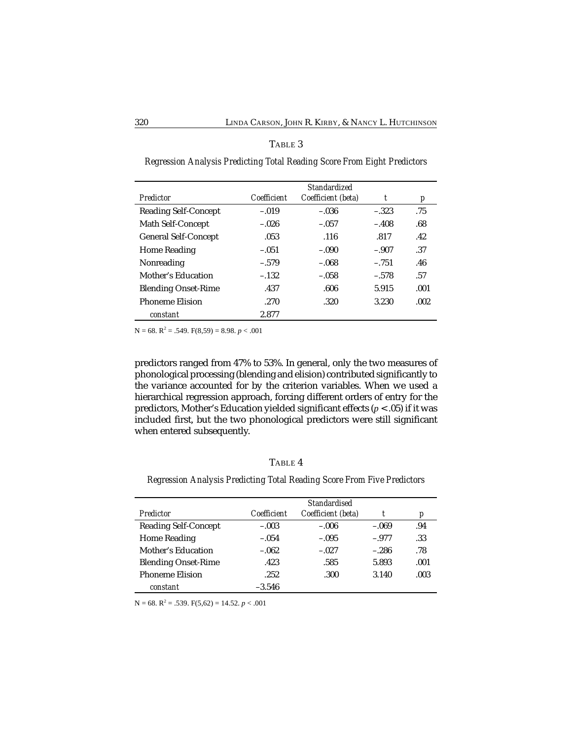TABLE 3

*Regression Analysis Predicting Total Reading Score From Eight Predictors*

| *Predictor* | *Coefficient* | *Standardized Coefficient (beta)* | *t* | *p* |
|---|---|---|---|---|
| Reading Self-Concept | –.019 | –.036 | –.323 | .75 |
| Math Self-Concept | –.026 | –.057 | –.408 | .68 |
| General Self-Concept | .053 | .116 | .817 | .42 |
| Home Reading | –.051 | –.090 | –.907 | .37 |
| Nonreading | –.579 | –.068 | –.751 | .46 |
| Mother's Education | –.132 | –.058 | –.578 | .57 |
| Blending Onset-Rime | .437 | .606 | 5.915 | .001 |
| Phoneme Elision | .270 | .320 | 3.230 | .002 |
| *constant* | 2.877 | | | |

N = 68. $R^2 = .549$. $F(8,59) = 8.98$. $p < .001$

predictors ranged from 47% to 53%. In general, only the two measures of phonological processing (blending and elision) contributed significantly to the variance accounted for by the criterion variables. When we used a hierarchical regression approach, forcing different orders of entry for the predictors, Mother's Education yielded significant effects ($p < .05$) if it was included first, but the two phonological predictors were still significant when entered subsequently.

TABLE 4

*Regression Analysis Predicting Total Reading Score From Five Predictors*

| *Predictor* | *Coefficient* | *Standardised Coefficient (beta)* | *t* | *p* |
|---|---|---|---|---|
| Reading Self-Concept | –.003 | –.006 | –.069 | .94 |
| Home Reading | –.054 | –.095 | –.977 | .33 |
| Mother's Education | –.062 | –.027 | –.286 | .78 |
| Blending Onset-Rime | .423 | .585 | 5.893 | .001 |
| Phoneme Elision | .252 | .300 | 3.140 | .003 |
| *constant* | –3.546 | | | |

N = 68. $R^2 = .539$. $F(5,62) = 14.52$. $p < .001$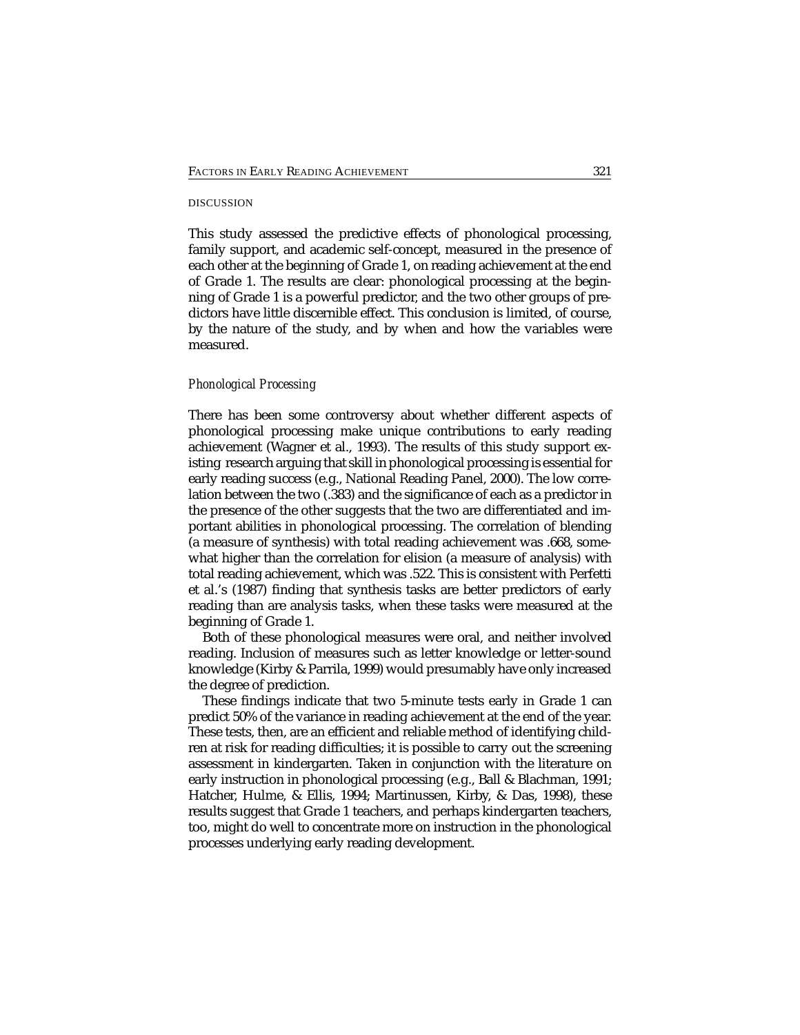## DISCUSSION

This study assessed the predictive effects of phonological processing, family support, and academic self-concept, measured in the presence of each other at the beginning of Grade 1, on reading achievement at the end of Grade 1. The results are clear: phonological processing at the beginning of Grade 1 is a powerful predictor, and the two other groups of predictors have little discernible effect. This conclusion is limited, of course, by the nature of the study, and by when and how the variables were measured.

### *Phonological Processing*

There has been some controversy about whether different aspects of phonological processing make unique contributions to early reading achievement (Wagner et al., 1993). The results of this study support existing research arguing that skill in phonological processing is essential for early reading success (e.g., National Reading Panel, 2000). The low correlation between the two (.383) and the significance of each as a predictor in the presence of the other suggests that the two are differentiated and important abilities in phonological processing. The correlation of blending (a measure of synthesis) with total reading achievement was .668, somewhat higher than the correlation for elision (a measure of analysis) with total reading achievement, which was .522. This is consistent with Perfetti et al.'s (1987) finding that synthesis tasks are better predictors of early reading than are analysis tasks, when these tasks were measured at the beginning of Grade 1.

Both of these phonological measures were oral, and neither involved reading. Inclusion of measures such as letter knowledge or letter-sound knowledge (Kirby & Parrila, 1999) would presumably have only increased the degree of prediction.

These findings indicate that two 5-minute tests early in Grade 1 can predict 50% of the variance in reading achievement at the end of the year. These tests, then, are an efficient and reliable method of identifying children at risk for reading difficulties; it is possible to carry out the screening assessment in kindergarten. Taken in conjunction with the literature on early instruction in phonological processing (e.g., Ball & Blachman, 1991; Hatcher, Hulme, & Ellis, 1994; Martinussen, Kirby, & Das, 1998), these results suggest that Grade 1 teachers, and perhaps kindergarten teachers, too, might do well to concentrate more on instruction in the phonological processes underlying early reading development.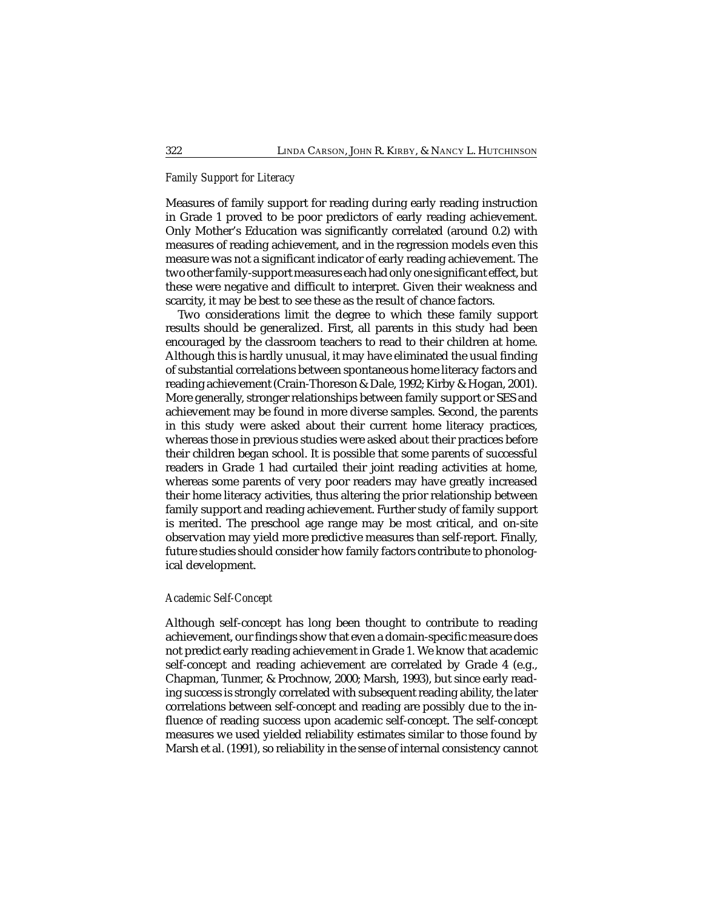### *Family Support for Literacy*

Measures of family support for reading during early reading instruction in Grade 1 proved to be poor predictors of early reading achievement. Only Mother's Education was significantly correlated (around 0.2) with measures of reading achievement, and in the regression models even this measure was not a significant indicator of early reading achievement. The two other family-support measures each had only one significant effect, but these were negative and difficult to interpret. Given their weakness and scarcity, it may be best to see these as the result of chance factors.

Two considerations limit the degree to which these family support results should be generalized. First, all parents in this study had been encouraged by the classroom teachers to read to their children at home. Although this is hardly unusual, it may have eliminated the usual finding of substantial correlations between spontaneous home literacy factors and reading achievement (Crain-Thoreson & Dale, 1992; Kirby & Hogan, 2001). More generally, stronger relationships between family support or SES and achievement may be found in more diverse samples. Second, the parents in this study were asked about their current home literacy practices, whereas those in previous studies were asked about their practices before their children began school. It is possible that some parents of successful readers in Grade 1 had curtailed their joint reading activities at home, whereas some parents of very poor readers may have greatly increased their home literacy activities, thus altering the prior relationship between family support and reading achievement. Further study of family support is merited. The preschool age range may be most critical, and on-site observation may yield more predictive measures than self-report. Finally, future studies should consider how family factors contribute to phonological development.

### *Academic Self-Concept*

Although self-concept has long been thought to contribute to reading achievement, our findings show that even a domain-specific measure does not predict early reading achievement in Grade 1. We know that academic self-concept and reading achievement are correlated by Grade 4 (e.g., Chapman, Tunmer, & Prochnow, 2000; Marsh, 1993), but since early reading success is strongly correlated with subsequent reading ability, the later correlations between self-concept and reading are possibly due to the influence of reading success upon academic self-concept. The self-concept measures we used yielded reliability estimates similar to those found by Marsh et al. (1991), so reliability in the sense of internal consistency cannot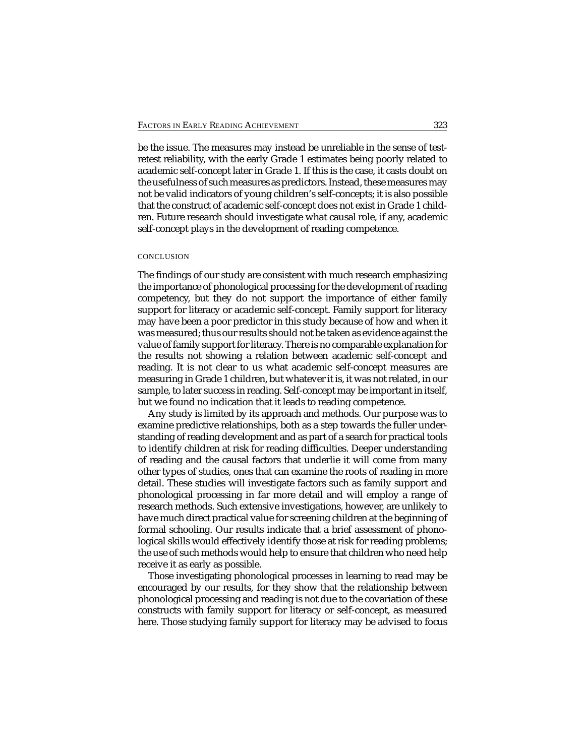be the issue. The measures may instead be unreliable in the sense of test-retest reliability, with the early Grade 1 estimates being poorly related to academic self-concept later in Grade 1. If this is the case, it casts doubt on the usefulness of such measures as predictors. Instead, these measures may not be valid indicators of young children's self-concepts; it is also possible that the construct of academic self-concept does not exist in Grade 1 children. Future research should investigate what causal role, if any, academic self-concept plays in the development of reading competence.

## CONCLUSION

The findings of our study are consistent with much research emphasizing the importance of phonological processing for the development of reading competency, but they do not support the importance of either family support for literacy or academic self-concept. Family support for literacy may have been a poor predictor in this study because of how and when it was measured; thus our results should not be taken as evidence against the value of family support for literacy. There is no comparable explanation for the results not showing a relation between academic self-concept and reading. It is not clear to us what academic self-concept measures are measuring in Grade 1 children, but whatever it is, it was not related, in our sample, to later success in reading. Self-concept may be important in itself, but we found no indication that it leads to reading competence.

Any study is limited by its approach and methods. Our purpose was to examine predictive relationships, both as a step towards the fuller understanding of reading development and as part of a search for practical tools to identify children at risk for reading difficulties. Deeper understanding of reading and the causal factors that underlie it will come from many other types of studies, ones that can examine the roots of reading in more detail. These studies will investigate factors such as family support and phonological processing in far more detail and will employ a range of research methods. Such extensive investigations, however, are unlikely to have much direct practical value for screening children at the beginning of formal schooling. Our results indicate that a brief assessment of phonological skills would effectively identify those at risk for reading problems; the use of such methods would help to ensure that children who need help receive it as early as possible.

Those investigating phonological processes in learning to read may be encouraged by our results, for they show that the relationship between phonological processing and reading is not due to the covariation of these constructs with family support for literacy or self-concept, as measured here. Those studying family support for literacy may be advised to focus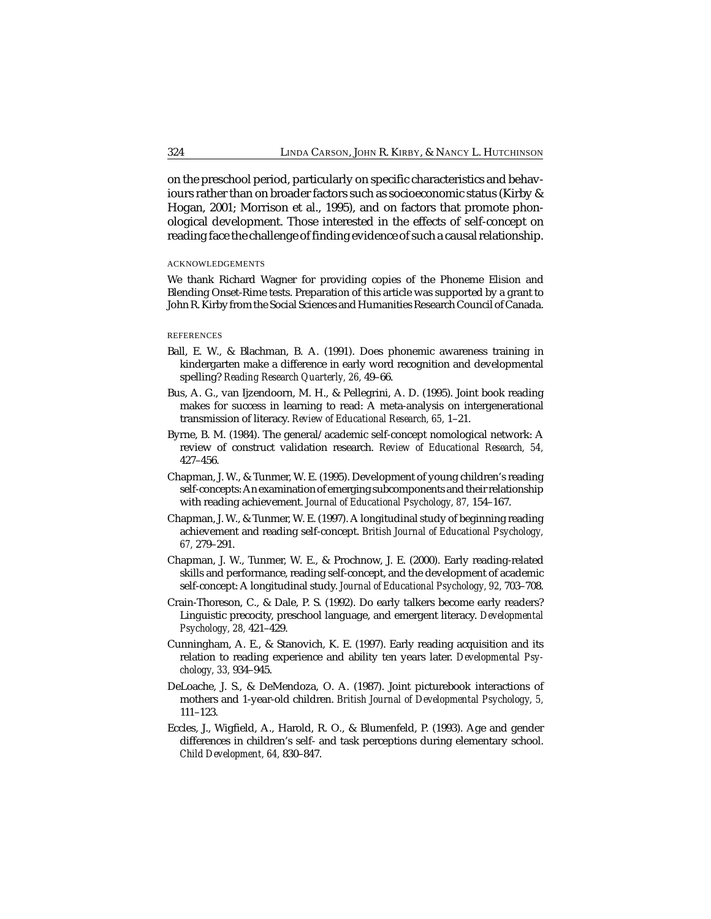on the preschool period, particularly on specific characteristics and behaviours rather than on broader factors such as socioeconomic status (Kirby & Hogan, 2001; Morrison et al., 1995), and on factors that promote phonological development. Those interested in the effects of self-concept on reading face the challenge of finding evidence of such a causal relationship.

## ACKNOWLEDGEMENTS

We thank Richard Wagner for providing copies of the Phoneme Elision and Blending Onset-Rime tests. Preparation of this article was supported by a grant to John R. Kirby from the Social Sciences and Humanities Research Council of Canada.

## REFERENCES

Ball, E. W., & Blachman, B. A. (1991). Does phonemic awareness training in kindergarten make a difference in early word recognition and developmental spelling? *Reading Research Quarterly, 26,* 49–66.

Bus, A. G., van Ijzendoorn, M. H., & Pellegrini, A. D. (1995). Joint book reading makes for success in learning to read: A meta-analysis on intergenerational transmission of literacy. *Review of Educational Research, 65,* 1–21.

Byrne, B. M. (1984). The general/academic self-concept nomological network: A review of construct validation research. *Review of Educational Research, 54,* 427–456.

Chapman, J. W., & Tunmer, W. E. (1995). Development of young children's reading self-concepts: An examination of emerging subcomponents and their relationship with reading achievement. *Journal of Educational Psychology, 87,* 154–167.

Chapman, J. W., & Tunmer, W. E. (1997). A longitudinal study of beginning reading achievement and reading self-concept. *British Journal of Educational Psychology, 67,* 279–291.

Chapman, J. W., Tunmer, W. E., & Prochnow, J. E. (2000). Early reading-related skills and performance, reading self-concept, and the development of academic self-concept: A longitudinal study. *Journal of Educational Psychology, 92,* 703–708.

Crain-Thoreson, C., & Dale, P. S. (1992). Do early talkers become early readers? Linguistic precocity, preschool language, and emergent literacy. *Developmental Psychology, 28,* 421–429.

Cunningham, A. E., & Stanovich, K. E. (1997). Early reading acquisition and its relation to reading experience and ability ten years later. *Developmental Psychology, 33,* 934–945.

DeLoache, J. S., & DeMendoza, O. A. (1987). Joint picturebook interactions of mothers and 1-year-old children. *British Journal of Developmental Psychology, 5,* 111–123.

Eccles, J., Wigfield, A., Harold, R. O., & Blumenfeld, P. (1993). Age and gender differences in children's self- and task perceptions during elementary school. *Child Development, 64,* 830–847.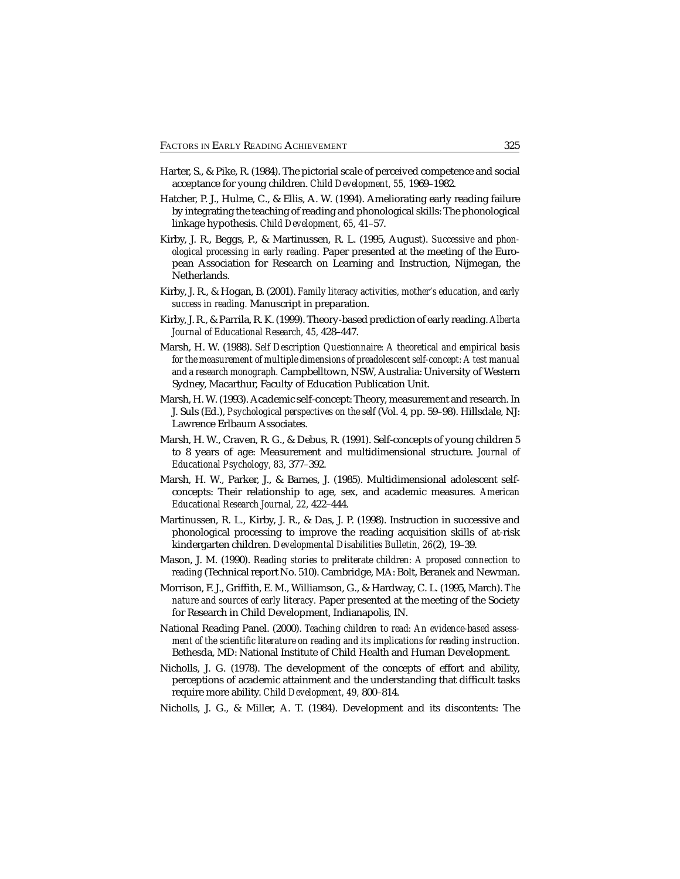Harter, S., & Pike, R. (1984). The pictorial scale of perceived competence and social acceptance for young children. *Child Development, 55,* 1969–1982.

Hatcher, P. J., Hulme, C., & Ellis, A. W. (1994). Ameliorating early reading failure by integrating the teaching of reading and phonological skills: The phonological linkage hypothesis. *Child Development, 65,* 41–57.

Kirby, J. R., Beggs, P., & Martinussen, R. L. (1995, August). *Successive and phonological processing in early reading.* Paper presented at the meeting of the European Association for Research on Learning and Instruction, Nijmegan, the Netherlands.

Kirby, J. R., & Hogan, B. (2001). *Family literacy activities, mother's education, and early success in reading.* Manuscript in preparation.

Kirby, J. R., & Parrila, R. K. (1999). Theory-based prediction of early reading. *Alberta Journal of Educational Research, 45,* 428–447.

Marsh, H. W. (1988). *Self Description Questionnaire: A theoretical and empirical basis for the measurement of multiple dimensions of preadolescent self-concept: A test manual and a research monograph.* Campbelltown, NSW, Australia: University of Western Sydney, Macarthur, Faculty of Education Publication Unit.

Marsh, H. W. (1993). Academic self-concept: Theory, measurement and research. In J. Suls (Ed.), *Psychological perspectives on the self* (Vol. 4, pp. 59–98). Hillsdale, NJ: Lawrence Erlbaum Associates.

Marsh, H. W., Craven, R. G., & Debus, R. (1991). Self-concepts of young children 5 to 8 years of age: Measurement and multidimensional structure. *Journal of Educational Psychology, 83,* 377–392.

Marsh, H. W., Parker, J., & Barnes, J. (1985). Multidimensional adolescent self-concepts: Their relationship to age, sex, and academic measures. *American Educational Research Journal, 22,* 422–444.

Martinussen, R. L., Kirby, J. R., & Das, J. P. (1998). Instruction in successive and phonological processing to improve the reading acquisition skills of at-risk kindergarten children. *Developmental Disabilities Bulletin, 26*(2), 19–39.

Mason, J. M. (1990). *Reading stories to preliterate children: A proposed connection to reading* (Technical report No. 510). Cambridge, MA: Bolt, Beranek and Newman.

Morrison, F. J., Griffith, E. M., Williamson, G., & Hardway, C. L. (1995, March). *The nature and sources of early literacy.* Paper presented at the meeting of the Society for Research in Child Development, Indianapolis, IN.

National Reading Panel. (2000). *Teaching children to read: An evidence-based assessment of the scientific literature on reading and its implications for reading instruction.* Bethesda, MD: National Institute of Child Health and Human Development.

Nicholls, J. G. (1978). The development of the concepts of effort and ability, perceptions of academic attainment and the understanding that difficult tasks require more ability. *Child Development, 49,* 800–814.

Nicholls, J. G., & Miller, A. T. (1984). Development and its discontents: The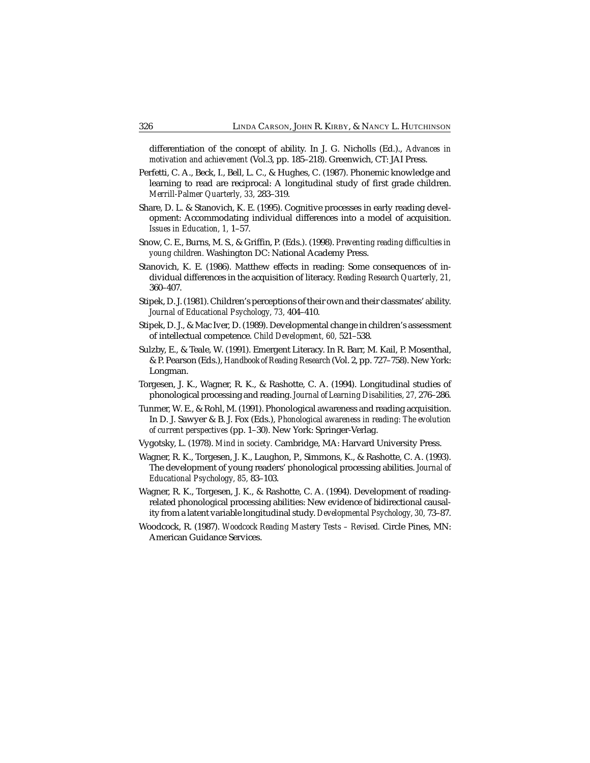differentiation of the concept of ability. In J. G. Nicholls (Ed.)., *Advances in motivation and achievement* (Vol.3, pp. 185–218). Greenwich, CT: JAI Press.

Perfetti, C. A., Beck, I., Bell, L. C., & Hughes, C. (1987). Phonemic knowledge and learning to read are reciprocal: A longitudinal study of first grade children. *Merrill-Palmer Quarterly, 33,* 283–319.

Share, D. L. & Stanovich, K. E. (1995). Cognitive processes in early reading development: Accommodating individual differences into a model of acquisition. *Issues in Education, 1,* 1–57.

Snow, C. E., Burns, M. S., & Griffin, P. (Eds.). (1998). *Preventing reading difficulties in young children.* Washington DC: National Academy Press.

Stanovich, K. E. (1986). Matthew effects in reading: Some consequences of individual differences in the acquisition of literacy. *Reading Research Quarterly, 21,* 360–407.

Stipek, D. J. (1981). Children's perceptions of their own and their classmates' ability. *Journal of Educational Psychology, 73,* 404–410.

Stipek, D. J., & Mac Iver, D. (1989). Developmental change in children's assessment of intellectual competence. *Child Development, 60,* 521–538.

Sulzby, E., & Teale, W. (1991). Emergent Literacy. In R. Barr, M. Kail, P. Mosenthal, & P. Pearson (Eds.), *Handbook of Reading Research* (Vol. 2, pp. 727–758). New York: Longman.

Torgesen, J. K., Wagner, R. K., & Rashotte, C. A. (1994). Longitudinal studies of phonological processing and reading. *Journal of Learning Disabilities, 27,* 276–286.

Tunmer, W. E., & Rohl, M. (1991). Phonological awareness and reading acquisition. In D. J. Sawyer & B. J. Fox (Eds.), *Phonological awareness in reading: The evolution of current perspectives* (pp. 1–30). New York: Springer-Verlag.

Vygotsky, L. (1978). *Mind in society.* Cambridge, MA: Harvard University Press.

Wagner, R. K., Torgesen, J. K., Laughon, P., Simmons, K., & Rashotte, C. A. (1993). The development of young readers' phonological processing abilities. *Journal of Educational Psychology, 85,* 83–103.

Wagner, R. K., Torgesen, J. K., & Rashotte, C. A. (1994). Development of reading-related phonological processing abilities: New evidence of bidirectional causality from a latent variable longitudinal study. *Developmental Psychology, 30,* 73–87.

Woodcock, R. (1987). *Woodcock Reading Mastery Tests – Revised.* Circle Pines, MN: American Guidance Services.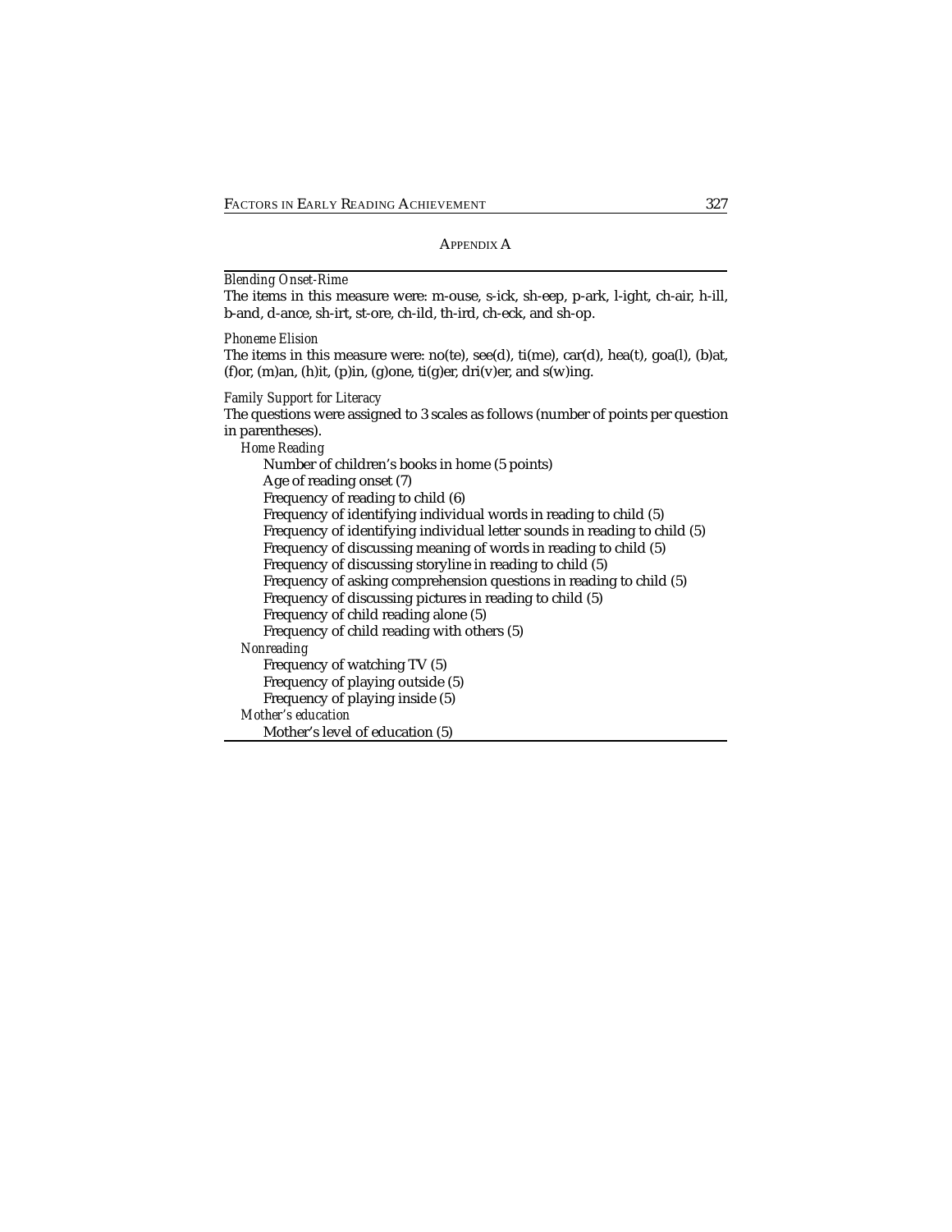## Appendix A

*Blending Onset-Rime*

The items in this measure were: m-ouse, s-ick, sh-eep, p-ark, l-ight, ch-air, h-ill, b-and, d-ance, sh-irt, st-ore, ch-ild, th-ird, ch-eck, and sh-op.

*Phoneme Elision*

The items in this measure were: no(te), see(d), ti(me), car(d), hea(t), goa(l), (b)at, (f)or, (m)an, (h)it, (p)in, (g)one, ti(g)er, dri(v)er, and s(w)ing.

*Family Support for Literacy*

The questions were assigned to 3 scales as follows (number of points per question in parentheses).

*Home Reading*

- Number of children's books in home (5 points)
- Age of reading onset (7)
- Frequency of reading to child (6)
- Frequency of identifying individual words in reading to child (5)
- Frequency of identifying individual letter sounds in reading to child (5)
- Frequency of discussing meaning of words in reading to child (5)
- Frequency of discussing storyline in reading to child (5)
- Frequency of asking comprehension questions in reading to child (5)
- Frequency of discussing pictures in reading to child (5)
- Frequency of child reading alone (5)
- Frequency of child reading with others (5)

*Nonreading*

- Frequency of watching TV (5)
- Frequency of playing outside (5)
- Frequency of playing inside (5)

*Mother's education*

- Mother's level of education (5)